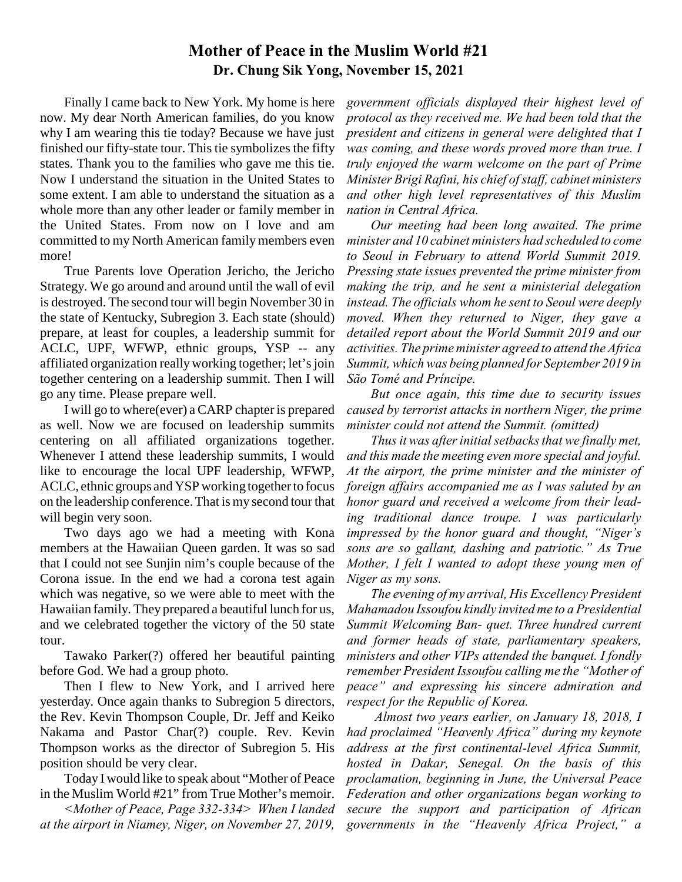# Mother of Peace in the Muslim World #21

**Dr. Chung Sik Yong, November 15, 2021**

Finally I came back to New York. My home is here now. My dear North American families, do you know why I am wearing this tie today? Because we have just finished our fifty-state tour. This tie symbolizes the fifty states. Thank you to the families who gave me this tie. Now I understand the situation in the United States to some extent. I am able to understand the situation as a whole more than any other leader or family member in the United States. From now on I love and am committed to my North American family members even more!

True Parents love Operation Jericho, the Jericho Strategy. We go around and around until the wall of evil is destroyed. The second tour will begin November 30 in the state of Kentucky, Subregion 3. Each state (should) prepare, at least for couples, a leadership summit for ACLC, UPF, WFWP, ethnic groups, YSP -- any affiliated organization really working together; let's join together centering on a leadership summit. Then I will go any time. Please prepare well.

I will go to where(ever) a CARP chapter is prepared as well. Now we are focused on leadership summits centering on all affiliated organizations together. Whenever I attend these leadership summits, I would like to encourage the local UPF leadership, WFWP, ACLC, ethnic groups and YSP working together to focus on the leadership conference. That is my second tour that will begin very soon.

Two days ago we had a meeting with Kona members at the Hawaiian Queen garden. It was so sad that I could not see Sunjin nim's couple because of the Corona issue. In the end we had a corona test again which was negative, so we were able to meet with the Hawaiian family. They prepared a beautiful lunch for us, and we celebrated together the victory of the 50 state tour.

Tawako Parker(?) offered her beautiful painting before God. We had a group photo.

Then I flew to New York, and I arrived here yesterday. Once again thanks to Subregion 5 directors, the Rev. Kevin Thompson Couple, Dr. Jeff and Keiko Nakama and Pastor Char(?) couple. Rev. Kevin Thompson works as the director of Subregion 5. His position should be very clear.

Today I would like to speak about "Mother of Peace in the Muslim World #21" from True Mother's memoir.

*<Mother of Peace, Page 332-334> When I landed at the airport in Niamey, Niger, on November 27, 2019, government officials displayed their highest level of protocol as they received me. We had been told that the president and citizens in general were delighted that I was coming, and these words proved more than true. I truly enjoyed the warm welcome on the part of Prime Minister Brigi Rafini, his chief of staff, cabinet ministers and other high level representatives of this Muslim nation in Central Africa.*

*Our meeting had been long awaited. The prime minister and 10 cabinet ministers had scheduled to come to Seoul in February to attend World Summit 2019. Pressing state issues prevented the prime minister from making the trip, and he sent a ministerial delegation instead. The officials whom he sent to Seoul were deeply moved. When they returned to Niger, they gave a detailed report about the World Summit 2019 and our activities. The prime minister agreed to attend the Africa Summit, which was being planned for September 2019 in São Tomé and Príncipe.*

*But once again, this time due to security issues caused by terrorist attacks in northern Niger, the prime minister could not attend the Summit. (omitted)*

*Thus it was after initial setbacks that we finally met, and this made the meeting even more special and joyful. At the airport, the prime minister and the minister of foreign affairs accompanied me as I was saluted by an honor guard and received a welcome from their leading traditional dance troupe. I was particularly impressed by the honor guard and thought, "Niger's sons are so gallant, dashing and patriotic." As True Mother, I felt I wanted to adopt these young men of Niger as my sons.*

*The evening of my arrival, His Excellency President Mahamadou Issoufou kindly invited me to a Presidential Summit Welcoming Ban- quet. Three hundred current and former heads of state, parliamentary speakers, ministers and other VIPs attended the banquet. I fondly remember President Issoufou calling me the "Mother of peace" and expressing his sincere admiration and respect for the Republic of Korea.*

*Almost two years earlier, on January 18, 2018, I had proclaimed "Heavenly Africa" during my keynote address at the first continental-level Africa Summit, hosted in Dakar, Senegal. On the basis of this proclamation, beginning in June, the Universal Peace Federation and other organizations began working to secure the support and participation of African governments in the "Heavenly Africa Project," a*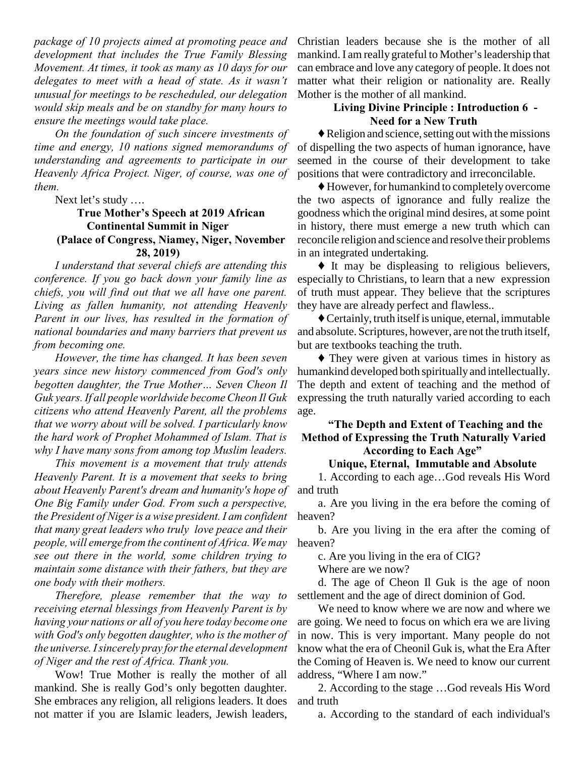*package of 10 projects aimed at promoting peace and development that includes the True Family Blessing Movement. At times, it took as many as 10 days for our delegates to meet with a head of state. As it wasn't unusual for meetings to be rescheduled, our delegation would skip meals and be on standby for many hours to ensure the meetings would take place.*

*On the foundation of such sincere investments of time and energy, 10 nations signed memorandums of understanding and agreements to participate in our Heavenly Africa Project. Niger, of course, was one of them.*

Next let's study ….

### True Mother's Speech at 2019 African Continental Summit in Niger (Palace of Congress, Niamey, Niger, November 28, 2019)

*I understand that several chiefs are attending this conference. If you go back down your family line as chiefs, you will find out that we all have one parent. Living as fallen humanity, not attending Heavenly Parent in our lives, has resulted in the formation of national boundaries and many barriers that prevent us from becoming one.*

*However, the time has changed. It has been seven years since new history commenced from God's only begotten daughter, the True Mother… Seven Cheon Il Guk years. If all people worldwide become Cheon Il Guk citizens who attend Heavenly Parent, all the problems that we worry about will be solved. I particularly know the hard work of Prophet Mohammed of Islam. That is why I have many sons from among top Muslim leaders.*

*This movement is a movement that truly attends Heavenly Parent. It is a movement that seeks to bring about Heavenly Parent's dream and humanity's hope of One Big Family under God. From such a perspective, the President of Niger is a wise president. I am confident that many great leaders who truly love peace and their people, will emerge from the continent of Africa. We may see out there in the world, some children trying to maintain some distance with their fathers, but they are one body with their mothers.*

*Therefore, please remember that the way to receiving eternal blessings from Heavenly Parent is by having your nations or all of you here today become one with God's only begotten daughter, who is the mother of the universe. I sincerely pray for the eternal development of Niger and the rest of Africa. Thank you.*

Wow! True Mother is really the mother of all mankind. She is really God's only begotten daughter. She embraces any religion, all religions leaders. It does not matter if you are Islamic leaders, Jewish leaders, Christian leaders because she is the mother of all mankind. I am really grateful to Mother's leadership that can embrace and love any category of people. It does not matter what their religion or nationality are. Really Mother is the mother of all mankind.

### Living Divine Principle : Introduction 6 - Need for a New Truth

♦ Religion and science, setting out with the missions of dispelling the two aspects of human ignorance, have seemed in the course of their development to take positions that were contradictory and irreconcilable.

♦ However, for humankind to completely overcome the two aspects of ignorance and fully realize the goodness which the original mind desires, at some point in history, there must emerge a new truth which can reconcile religion and science and resolve their problems in an integrated undertaking.

♦ It may be displeasing to religious believers, especially to Christians, to learn that a new expression of truth must appear. They believe that the scriptures they have are already perfect and flawless..

♦ Certainly, truth itself is unique, eternal, immutable and absolute. Scriptures, however, are not the truth itself, but are textbooks teaching the truth.

♦ They were given at various times in history as humankind developed both spiritually and intellectually. The depth and extent of teaching and the method of expressing the truth naturally varied according to each age.

### "The Depth and Extent of Teaching and the Method of Expressing the Truth Naturally Varied According to Each Age"

### Unique, Eternal, Immutable and Absolute

1. According to each age…God reveals His Word and truth

a. Are you living in the era before the coming of heaven?

b. Are you living in the era after the coming of heaven?

c. Are you living in the era of CIG?

Where are we now?

d. The age of Cheon Il Guk is the age of noon settlement and the age of direct dominion of God.

We need to know where we are now and where we are going. We need to focus on which era we are living in now. This is very important. Many people do not know what the era of Cheonil Guk is, what the Era After the Coming of Heaven is. We need to know our current address, "Where I am now."

2. According to the stage …God reveals His Word and truth

a. According to the standard of each individual's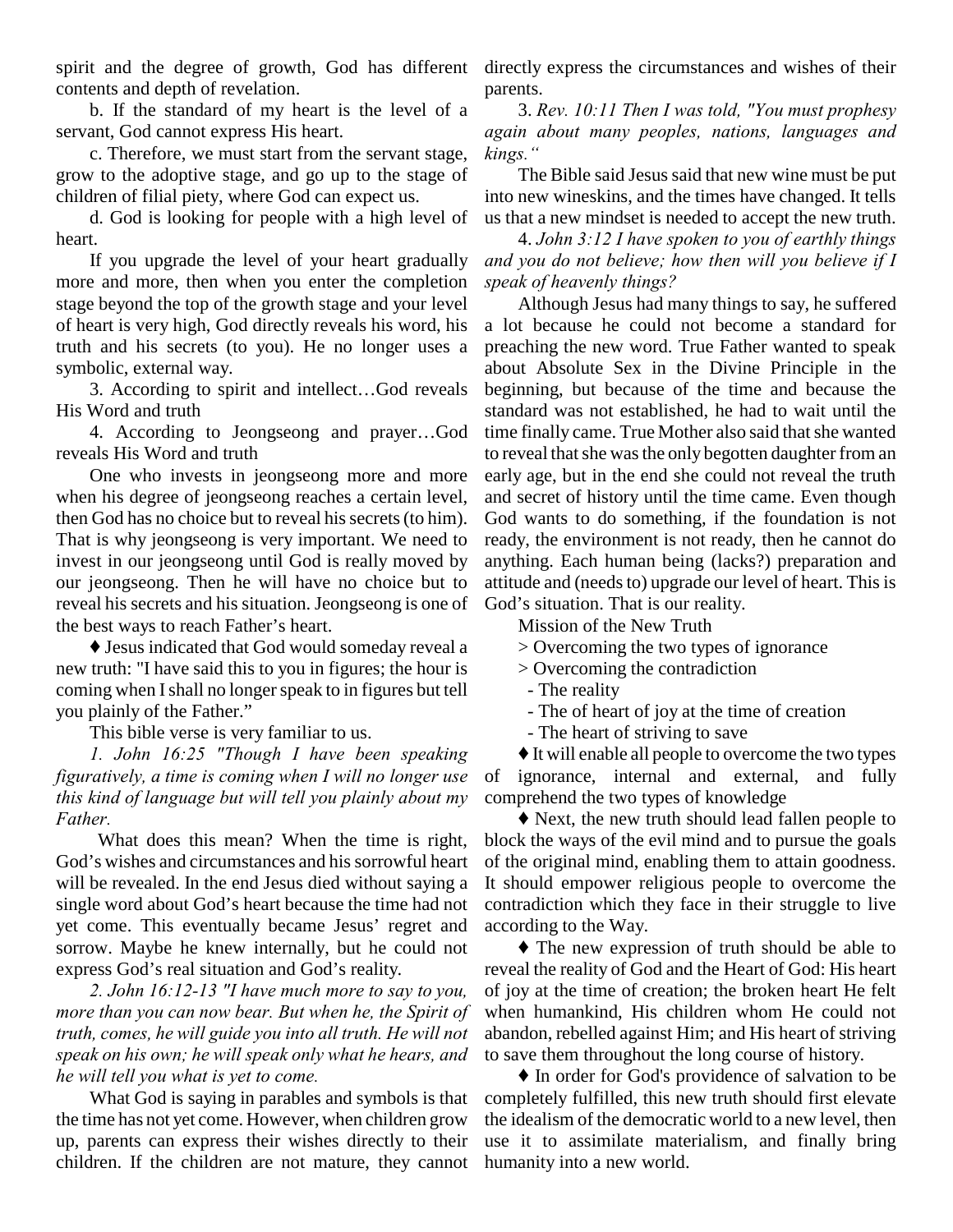spirit and the degree of growth, God has different contents and depth of revelation.

b. If the standard of my heart is the level of a servant, God cannot express His heart.

c. Therefore, we must start from the servant stage, grow to the adoptive stage, and go up to the stage of children of filial piety, where God can expect us.

d. God is looking for people with a high level of heart.

If you upgrade the level of your heart gradually more and more, then when you enter the completion stage beyond the top of the growth stage and your level of heart is very high, God directly reveals his word, his truth and his secrets (to you). He no longer uses a symbolic, external way.

3. According to spirit and intellect…God reveals His Word and truth

4. According to Jeongseong and prayer…God reveals His Word and truth

One who invests in jeongseong more and more when his degree of jeongseong reaches a certain level, then God has no choice but to reveal his secrets (to him). That is why jeongseong is very important. We need to invest in our jeongseong until God is really moved by our jeongseong. Then he will have no choice but to reveal his secrets and his situation. Jeongseong is one of the best ways to reach Father's heart.

♦ Jesus indicated that God would someday reveal a new truth: "I have said this to you in figures; the hour is coming when I shall no longer speak to in figures but tell you plainly of the Father."

This bible verse is very familiar to us.

*1. John 16:25 "Though I have been speaking figuratively, a time is coming when I will no longer use this kind of language but will tell you plainly about my Father.*

What does this mean? When the time is right, God's wishes and circumstances and his sorrowful heart will be revealed. In the end Jesus died without saying a single word about God's heart because the time had not yet come. This eventually became Jesus' regret and sorrow. Maybe he knew internally, but he could not express God's real situation and God's reality.

*2. John 16:12-13 "I have much more to say to you, more than you can now bear. But when he, the Spirit of truth, comes, he will guide you into all truth. He will not speak on his own; he will speak only what he hears, and he will tell you what is yet to come.*

What God is saying in parables and symbols is that the time has not yet come. However, when children grow up, parents can express their wishes directly to their children. If the children are not mature, they cannot directly express the circumstances and wishes of their parents.

3. *Rev. 10:11 Then I was told, "You must prophesy again about many peoples, nations, languages and kings."*

The Bible said Jesus said that new wine must be put into new wineskins, and the times have changed. It tells us that a new mindset is needed to accept the new truth.

4. *John 3:12 I have spoken to you of earthly things and you do not believe; how then will you believe if I speak of heavenly things?*

Although Jesus had many things to say, he suffered a lot because he could not become a standard for preaching the new word. True Father wanted to speak about Absolute Sex in the Divine Principle in the beginning, but because of the time and because the standard was not established, he had to wait until the time finally came. True Mother also said that she wanted to reveal that she was the only begotten daughter from an early age, but in the end she could not reveal the truth and secret of history until the time came. Even though God wants to do something, if the foundation is not ready, the environment is not ready, then he cannot do anything. Each human being (lacks?) preparation and attitude and (needs to) upgrade our level of heart. This is God's situation. That is our reality.

Mission of the New Truth

> Overcoming the two types of ignorance

> Overcoming the contradiction

- The reality
- The of heart of joy at the time of creation
- The heart of striving to save

♦ It will enable all people to overcome the two types of ignorance, internal and external, and fully comprehend the two types of knowledge

♦ Next, the new truth should lead fallen people to block the ways of the evil mind and to pursue the goals of the original mind, enabling them to attain goodness. It should empower religious people to overcome the contradiction which they face in their struggle to live according to the Way.

♦ The new expression of truth should be able to reveal the reality of God and the Heart of God: His heart of joy at the time of creation; the broken heart He felt when humankind, His children whom He could not abandon, rebelled against Him; and His heart of striving to save them throughout the long course of history.

♦ In order for God's providence of salvation to be completely fulfilled, this new truth should first elevate the idealism of the democratic world to a new level, then use it to assimilate materialism, and finally bring humanity into a new world.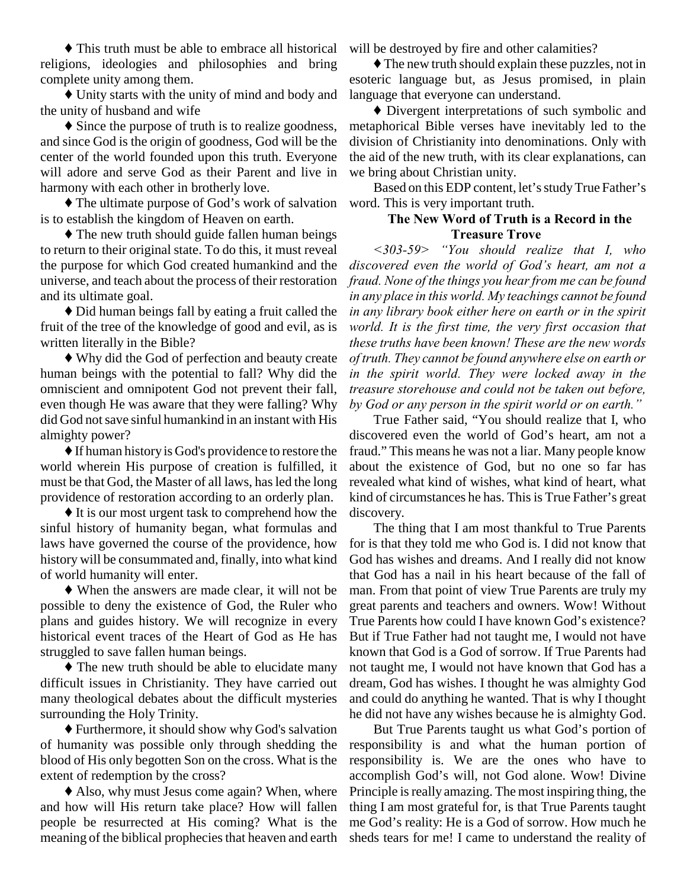♦ This truth must be able to embrace all historical religions, ideologies and philosophies and bring complete unity among them.

♦ Unity starts with the unity of mind and body and the unity of husband and wife

♦ Since the purpose of truth is to realize goodness, and since God is the origin of goodness, God will be the center of the world founded upon this truth. Everyone will adore and serve God as their Parent and live in harmony with each other in brotherly love.

♦ The ultimate purpose of God's work of salvation is to establish the kingdom of Heaven on earth.

♦ The new truth should guide fallen human beings to return to their original state. To do this, it must reveal the purpose for which God created humankind and the universe, and teach about the process of their restoration and its ultimate goal.

♦ Did human beings fall by eating a fruit called the fruit of the tree of the knowledge of good and evil, as is written literally in the Bible?

♦ Why did the God of perfection and beauty create human beings with the potential to fall? Why did the omniscient and omnipotent God not prevent their fall, even though He was aware that they were falling? Why did God not save sinful humankind in an instant with His almighty power?

♦ If human history is God's providence to restore the world wherein His purpose of creation is fulfilled, it must be that God, the Master of all laws, has led the long providence of restoration according to an orderly plan.

♦ It is our most urgent task to comprehend how the sinful history of humanity began, what formulas and laws have governed the course of the providence, how history will be consummated and, finally, into what kind of world humanity will enter.

♦ When the answers are made clear, it will not be possible to deny the existence of God, the Ruler who plans and guides history. We will recognize in every historical event traces of the Heart of God as He has struggled to save fallen human beings.

♦ The new truth should be able to elucidate many difficult issues in Christianity. They have carried out many theological debates about the difficult mysteries surrounding the Holy Trinity.

♦ Furthermore, it should show why God's salvation of humanity was possible only through shedding the blood of His only begotten Son on the cross. What is the extent of redemption by the cross?

♦ Also, why must Jesus come again? When, where and how will His return take place? How will fallen people be resurrected at His coming? What is the meaning of the biblical prophecies that heaven and earth will be destroyed by fire and other calamities?

♦ The new truth should explain these puzzles, not in esoteric language but, as Jesus promised, in plain language that everyone can understand.

♦ Divergent interpretations of such symbolic and metaphorical Bible verses have inevitably led to the division of Christianity into denominations. Only with the aid of the new truth, with its clear explanations, can we bring about Christian unity.

Based on this EDP content, let's study True Father's word. This is very important truth.

### The New Word of Truth is a Record in the Treasure Trove

*<303-59> "You should realize that I, who discovered even the world of God's heart, am not a fraud. None of the things you hear from me can be found in any place in this world. My teachings cannot be found in any library book either here on earth or in the spirit world. It is the first time, the very first occasion that these truths have been known! These are the new words of truth. They cannot be found anywhere else on earth or in the spirit world. They were locked away in the treasure storehouse and could not be taken out before, by God or any person in the spirit world or on earth."*

True Father said, "You should realize that I, who discovered even the world of God's heart, am not a fraud." This means he was not a liar. Many people know about the existence of God, but no one so far has revealed what kind of wishes, what kind of heart, what kind of circumstances he has. This is True Father's great discovery.

The thing that I am most thankful to True Parents for is that they told me who God is. I did not know that God has wishes and dreams. And I really did not know that God has a nail in his heart because of the fall of man. From that point of view True Parents are truly my great parents and teachers and owners. Wow! Without True Parents how could I have known God's existence? But if True Father had not taught me, I would not have known that God is a God of sorrow. If True Parents had not taught me, I would not have known that God has a dream, God has wishes. I thought he was almighty God and could do anything he wanted. That is why I thought he did not have any wishes because he is almighty God.

But True Parents taught us what God's portion of responsibility is and what the human portion of responsibility is. We are the ones who have to accomplish God's will, not God alone. Wow! Divine Principle is really amazing. The most inspiring thing, the thing I am most grateful for, is that True Parents taught me God's reality: He is a God of sorrow. How much he sheds tears for me! I came to understand the reality of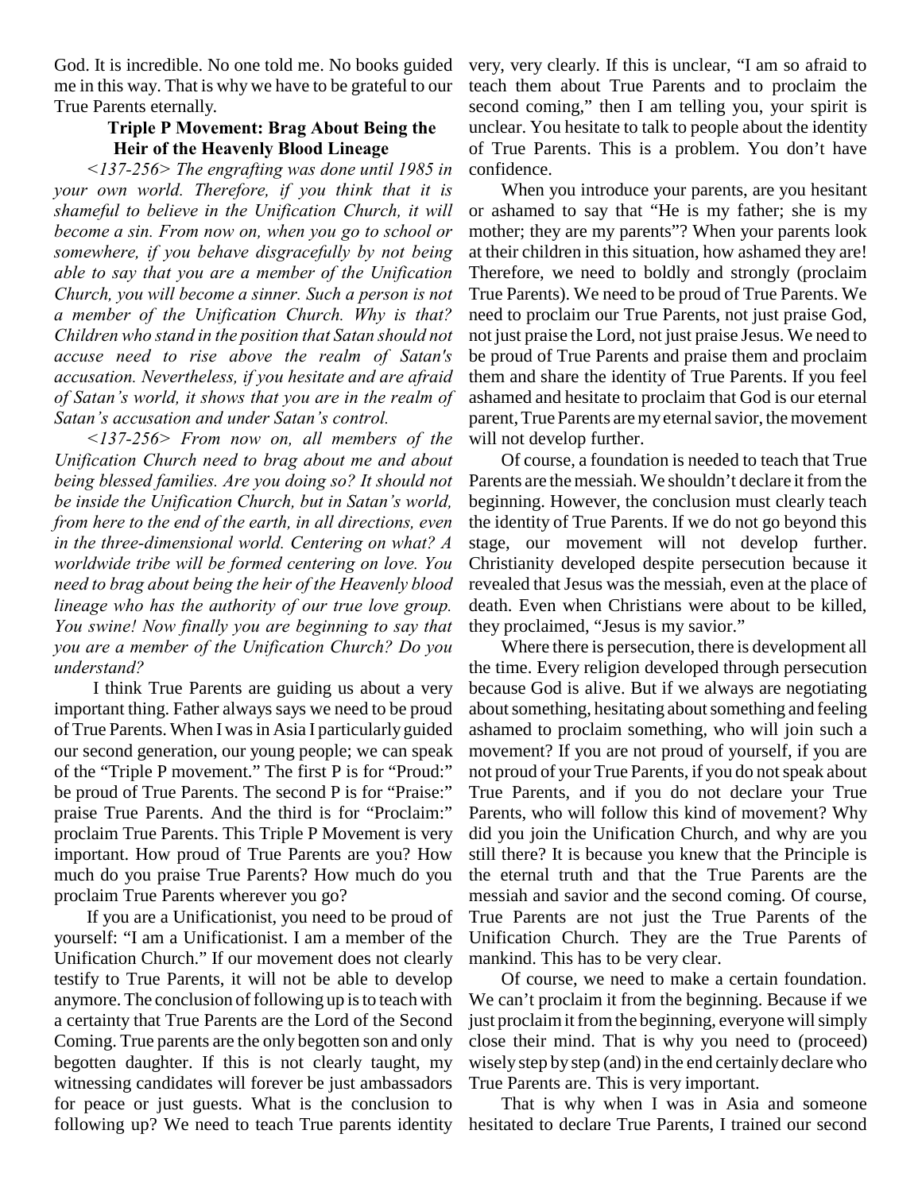God. It is incredible. No one told me. No books guided me in this way. That is why we have to be grateful to our True Parents eternally.

### Triple P Movement: Brag About Being the Heir of the Heavenly Blood Lineage

*<137-256> The engrafting was done until 1985 in your own world. Therefore, if you think that it is shameful to believe in the Unification Church, it will become a sin. From now on, when you go to school or somewhere, if you behave disgracefully by not being able to say that you are a member of the Unification Church, you will become a sinner. Such a person is not a member of the Unification Church. Why is that? Children who stand in the position that Satan should not accuse need to rise above the realm of Satan's accusation. Nevertheless, if you hesitate and are afraid of Satan's world, it shows that you are in the realm of Satan's accusation and under Satan's control.*

*<137-256> From now on, all members of the Unification Church need to brag about me and about being blessed families. Are you doing so? It should not be inside the Unification Church, but in Satan's world, from here to the end of the earth, in all directions, even in the three-dimensional world. Centering on what? A worldwide tribe will be formed centering on love. You need to brag about being the heir of the Heavenly blood lineage who has the authority of our true love group. You swine! Now finally you are beginning to say that you are a member of the Unification Church? Do you understand?*

I think True Parents are guiding us about a very important thing. Father always says we need to be proud of True Parents. When I was in Asia I particularly guided our second generation, our young people; we can speak of the "Triple P movement." The first P is for "Proud:" be proud of True Parents. The second P is for "Praise:" praise True Parents. And the third is for "Proclaim:" proclaim True Parents. This Triple P Movement is very important. How proud of True Parents are you? How much do you praise True Parents? How much do you proclaim True Parents wherever you go?

If you are a Unificationist, you need to be proud of yourself: "I am a Unificationist. I am a member of the Unification Church." If our movement does not clearly testify to True Parents, it will not be able to develop anymore. The conclusion of following up is to teach with a certainty that True Parents are the Lord of the Second Coming. True parents are the only begotten son and only begotten daughter. If this is not clearly taught, my witnessing candidates will forever be just ambassadors for peace or just guests. What is the conclusion to following up? We need to teach True parents identity very, very clearly. If this is unclear, "I am so afraid to teach them about True Parents and to proclaim the second coming," then I am telling you, your spirit is unclear. You hesitate to talk to people about the identity of True Parents. This is a problem. You don't have confidence.

When you introduce your parents, are you hesitant or ashamed to say that "He is my father; she is my mother; they are my parents"? When your parents look at their children in this situation, how ashamed they are! Therefore, we need to boldly and strongly (proclaim True Parents). We need to be proud of True Parents. We need to proclaim our True Parents, not just praise God, not just praise the Lord, not just praise Jesus. We need to be proud of True Parents and praise them and proclaim them and share the identity of True Parents. If you feel ashamed and hesitate to proclaim that God is our eternal parent, True Parents are my eternal savior, the movement will not develop further.

Of course, a foundation is needed to teach that True Parents are the messiah. We shouldn't declare it from the beginning. However, the conclusion must clearly teach the identity of True Parents. If we do not go beyond this stage, our movement will not develop further. Christianity developed despite persecution because it revealed that Jesus was the messiah, even at the place of death. Even when Christians were about to be killed, they proclaimed, "Jesus is my savior."

Where there is persecution, there is development all the time. Every religion developed through persecution because God is alive. But if we always are negotiating about something, hesitating about something and feeling ashamed to proclaim something, who will join such a movement? If you are not proud of yourself, if you are not proud of your True Parents, if you do not speak about True Parents, and if you do not declare your True Parents, who will follow this kind of movement? Why did you join the Unification Church, and why are you still there? It is because you knew that the Principle is the eternal truth and that the True Parents are the messiah and savior and the second coming. Of course, True Parents are not just the True Parents of the Unification Church. They are the True Parents of mankind. This has to be very clear.

Of course, we need to make a certain foundation. We can't proclaim it from the beginning. Because if we just proclaim it from the beginning, everyone will simply close their mind. That is why you need to (proceed) wisely step by step (and) in the end certainly declare who True Parents are. This is very important.

That is why when I was in Asia and someone hesitated to declare True Parents, I trained our second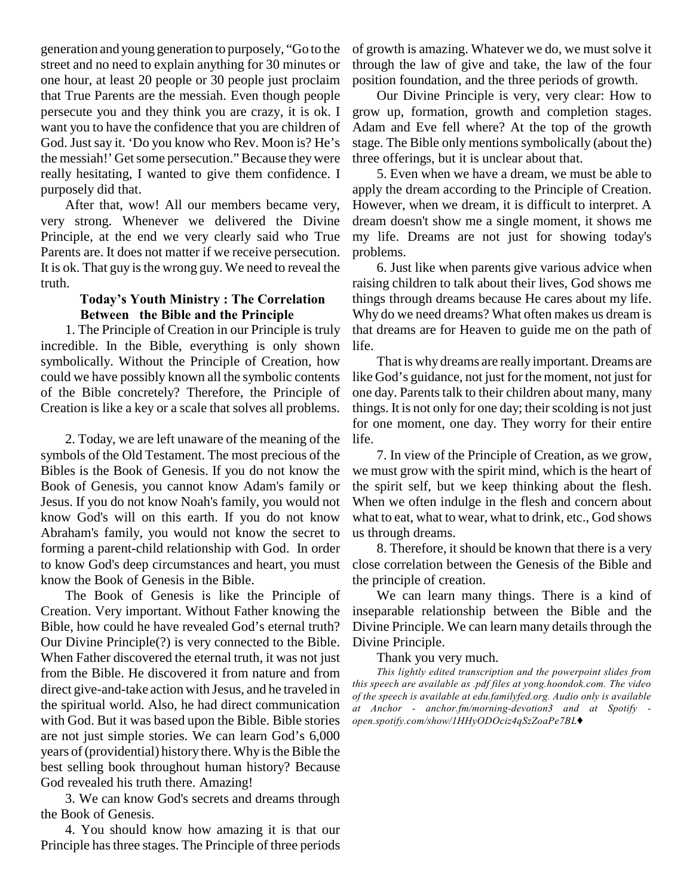generation and young generation to purposely, "Go to the street and no need to explain anything for 30 minutes or one hour, at least 20 people or 30 people just proclaim that True Parents are the messiah. Even though people persecute you and they think you are crazy, it is ok. I want you to have the confidence that you are children of God. Just say it. 'Do you know who Rev. Moon is? He's the messiah!' Get some persecution." Because they were really hesitating, I wanted to give them confidence. I purposely did that.

After that, wow! All our members became very, very strong. Whenever we delivered the Divine Principle, at the end we very clearly said who True Parents are. It does not matter if we receive persecution. It is ok. That guy is the wrong guy. We need to reveal the truth.

### Today's Youth Ministry : The Correlation Between the Bible and the Principle

1. The Principle of Creation in our Principle is truly incredible. In the Bible, everything is only shown symbolically. Without the Principle of Creation, how could we have possibly known all the symbolic contents of the Bible concretely? Therefore, the Principle of Creation is like a key or a scale that solves all problems.

2. Today, we are left unaware of the meaning of the symbols of the Old Testament. The most precious of the Bibles is the Book of Genesis. If you do not know the Book of Genesis, you cannot know Adam's family or Jesus. If you do not know Noah's family, you would not know God's will on this earth. If you do not know Abraham's family, you would not know the secret to forming a parent-child relationship with God. In order to know God's deep circumstances and heart, you must know the Book of Genesis in the Bible.

The Book of Genesis is like the Principle of Creation. Very important. Without Father knowing the Bible, how could he have revealed God's eternal truth? Our Divine Principle(?) is very connected to the Bible. When Father discovered the eternal truth, it was not just from the Bible. He discovered it from nature and from direct give-and-take action with Jesus, and he traveled in the spiritual world. Also, he had direct communication with God. But it was based upon the Bible. Bible stories are not just simple stories. We can learn God's 6,000 years of (providential) history there. Why is the Bible the best selling book throughout human history? Because God revealed his truth there. Amazing!

3. We can know God's secrets and dreams through the Book of Genesis.

4. You should know how amazing it is that our Principle has three stages. The Principle of three periods of growth is amazing. Whatever we do, we must solve it through the law of give and take, the law of the four position foundation, and the three periods of growth.

Our Divine Principle is very, very clear: How to grow up, formation, growth and completion stages. Adam and Eve fell where? At the top of the growth stage. The Bible only mentions symbolically (about the) three offerings, but it is unclear about that.

5. Even when we have a dream, we must be able to apply the dream according to the Principle of Creation. However, when we dream, it is difficult to interpret. A dream doesn't show me a single moment, it shows me my life. Dreams are not just for showing today's problems.

6. Just like when parents give various advice when raising children to talk about their lives, God shows me things through dreams because He cares about my life. Why do we need dreams? What often makes us dream is that dreams are for Heaven to guide me on the path of life.

That is why dreams are really important. Dreams are like God's guidance, not just for the moment, not just for one day. Parents talk to their children about many, many things. It is not only for one day; their scolding is not just for one moment, one day. They worry for their entire life.

7. In view of the Principle of Creation, as we grow, we must grow with the spirit mind, which is the heart of the spirit self, but we keep thinking about the flesh. When we often indulge in the flesh and concern about what to eat, what to wear, what to drink, etc., God shows us through dreams.

8. Therefore, it should be known that there is a very close correlation between the Genesis of the Bible and the principle of creation.

We can learn many things. There is a kind of inseparable relationship between the Bible and the Divine Principle. We can learn many details through the Divine Principle.

Thank you very much.

*This lightly edited transcription and the powerpoint slides from this speech are available as .pdf files at yong.hoondok.com. The video of the speech is available at edu.familyfed.org. Audio only is available at Anchor - anchor.fm/morning-devotion3 and at Spotify - open.spotify.com/show/1HHyODOciz4qSzZoaPe7BL*♦